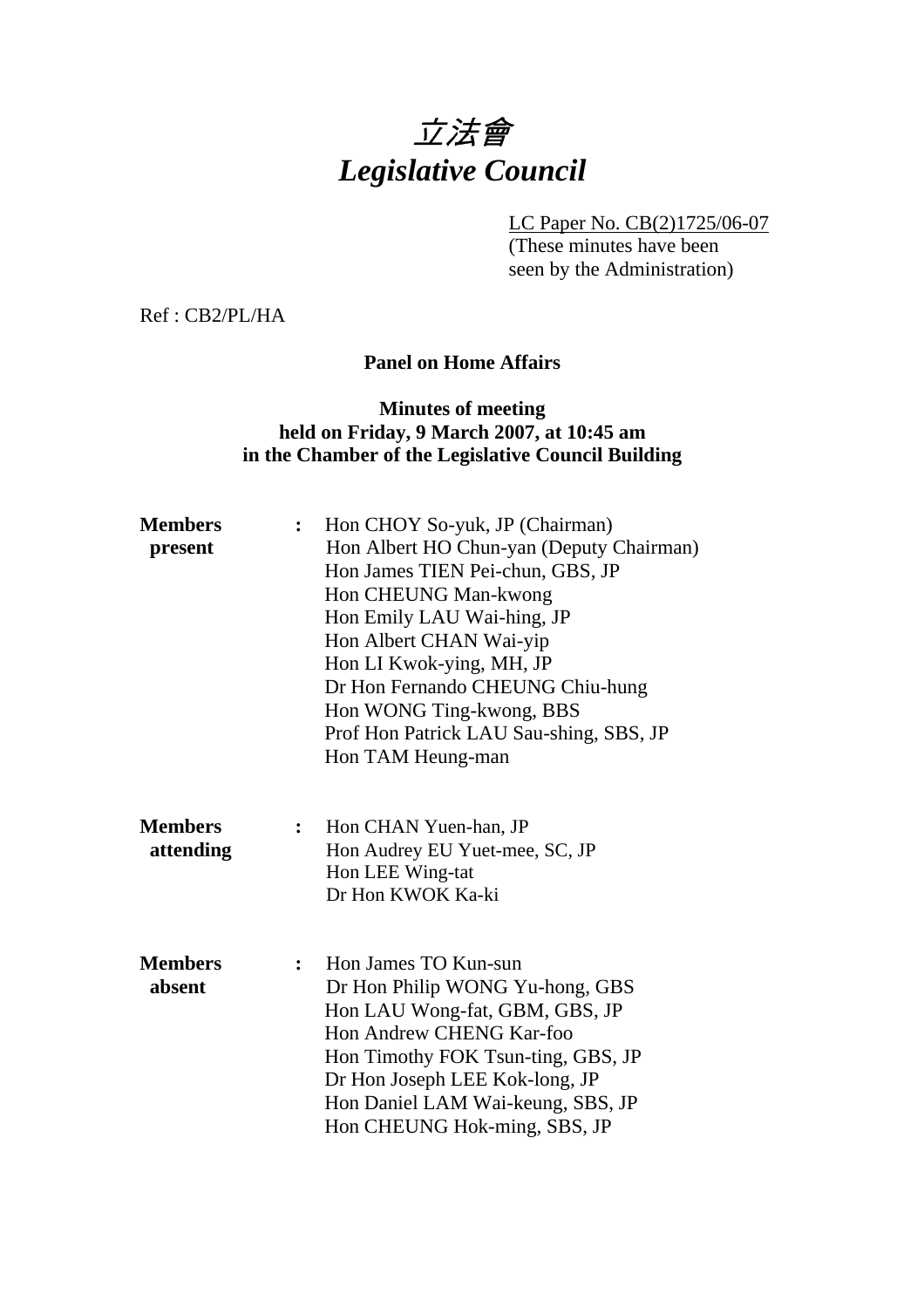# *立法會*
# *Legislative Council*

LC Paper No. CB(2)1725/06-07
(These minutes have been seen by the Administration)

Ref : CB2/PL/HA

**Panel on Home Affairs**

**Minutes of meeting**
**held on Friday, 9 March 2007, at 10:45 am**
**in the Chamber of the Legislative Council Building**

**Members present** :
Hon CHOY So-yuk, JP (Chairman)
Hon Albert HO Chun-yan (Deputy Chairman)
Hon James TIEN Pei-chun, GBS, JP
Hon CHEUNG Man-kwong
Hon Emily LAU Wai-hing, JP
Hon Albert CHAN Wai-yip
Hon LI Kwok-ying, MH, JP
Dr Hon Fernando CHEUNG Chiu-hung
Hon WONG Ting-kwong, BBS
Prof Hon Patrick LAU Sau-shing, SBS, JP
Hon TAM Heung-man

**Members attending** :
Hon CHAN Yuen-han, JP
Hon Audrey EU Yuet-mee, SC, JP
Hon LEE Wing-tat
Dr Hon KWOK Ka-ki

**Members absent** :
Hon James TO Kun-sun
Dr Hon Philip WONG Yu-hong, GBS
Hon LAU Wong-fat, GBM, GBS, JP
Hon Andrew CHENG Kar-foo
Hon Timothy FOK Tsun-ting, GBS, JP
Dr Hon Joseph LEE Kok-long, JP
Hon Daniel LAM Wai-keung, SBS, JP
Hon CHEUNG Hok-ming, SBS, JP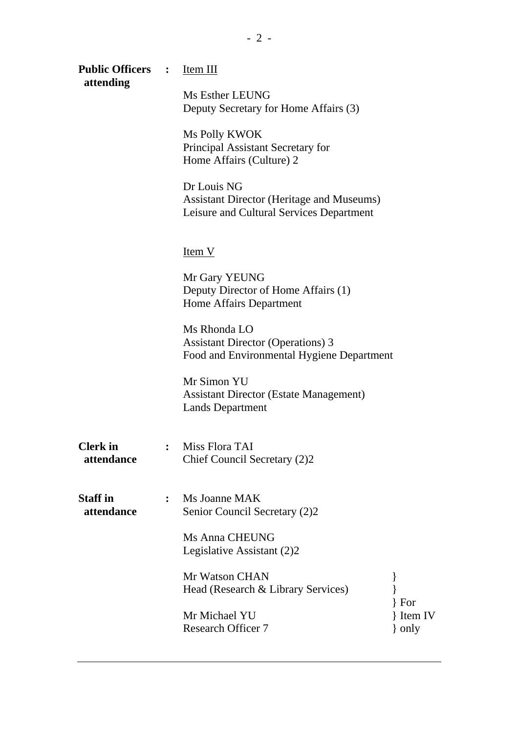**Public Officers attending** : Item III

Ms Esther LEUNG
Deputy Secretary for Home Affairs (3)

Ms Polly KWOK
Principal Assistant Secretary for Home Affairs (Culture) 2

Dr Louis NG
Assistant Director (Heritage and Museums)
Leisure and Cultural Services Department

Item V

Mr Gary YEUNG
Deputy Director of Home Affairs (1)
Home Affairs Department

Ms Rhonda LO
Assistant Director (Operations) 3
Food and Environmental Hygiene Department

Mr Simon YU
Assistant Director (Estate Management)
Lands Department

**Clerk in attendance** : Miss Flora TAI
Chief Council Secretary (2)2

**Staff in attendance** : Ms Joanne MAK
Senior Council Secretary (2)2

Ms Anna CHEUNG
Legislative Assistant (2)2

Mr Watson CHAN
Head (Research & Library Services)

Mr Michael YU
Research Officer 7

} For Item IV only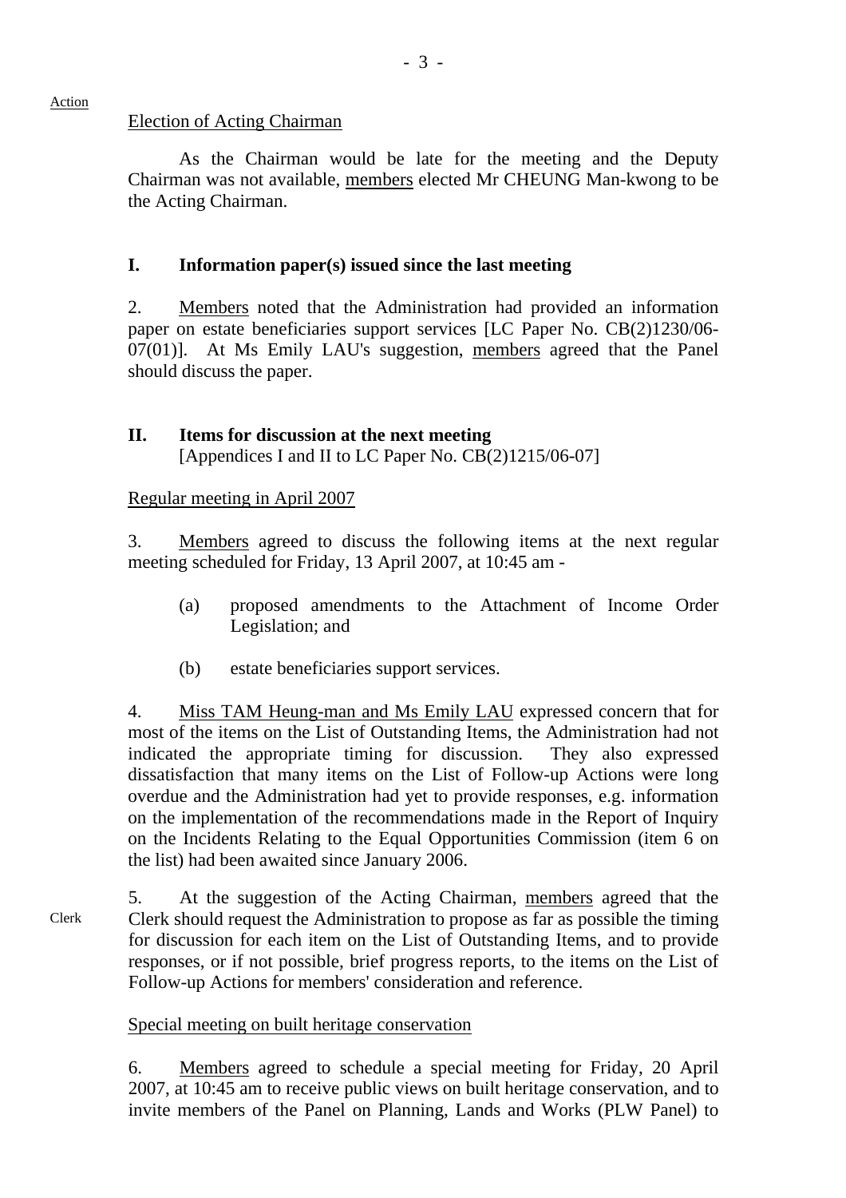Action

Election of Acting Chairman

As the Chairman would be late for the meeting and the Deputy Chairman was not available, members elected Mr CHEUNG Man-kwong to be the Acting Chairman.

## I. Information paper(s) issued since the last meeting

2. Members noted that the Administration had provided an information paper on estate beneficiaries support services [LC Paper No. CB(2)1230/06-07(01)]. At Ms Emily LAU's suggestion, members agreed that the Panel should discuss the paper.

## II. Items for discussion at the next meeting

[Appendices I and II to LC Paper No. CB(2)1215/06-07]

Regular meeting in April 2007

3. Members agreed to discuss the following items at the next regular meeting scheduled for Friday, 13 April 2007, at 10:45 am -

(a) proposed amendments to the Attachment of Income Order Legislation; and

(b) estate beneficiaries support services.

4. Miss TAM Heung-man and Ms Emily LAU expressed concern that for most of the items on the List of Outstanding Items, the Administration had not indicated the appropriate timing for discussion. They also expressed dissatisfaction that many items on the List of Follow-up Actions were long overdue and the Administration had yet to provide responses, e.g. information on the implementation of the recommendations made in the Report of Inquiry on the Incidents Relating to the Equal Opportunities Commission (item 6 on the list) had been awaited since January 2006.

Clerk

5. At the suggestion of the Acting Chairman, members agreed that the Clerk should request the Administration to propose as far as possible the timing for discussion for each item on the List of Outstanding Items, and to provide responses, or if not possible, brief progress reports, to the items on the List of Follow-up Actions for members' consideration and reference.

Special meeting on built heritage conservation

6. Members agreed to schedule a special meeting for Friday, 20 April 2007, at 10:45 am to receive public views on built heritage conservation, and to invite members of the Panel on Planning, Lands and Works (PLW Panel) to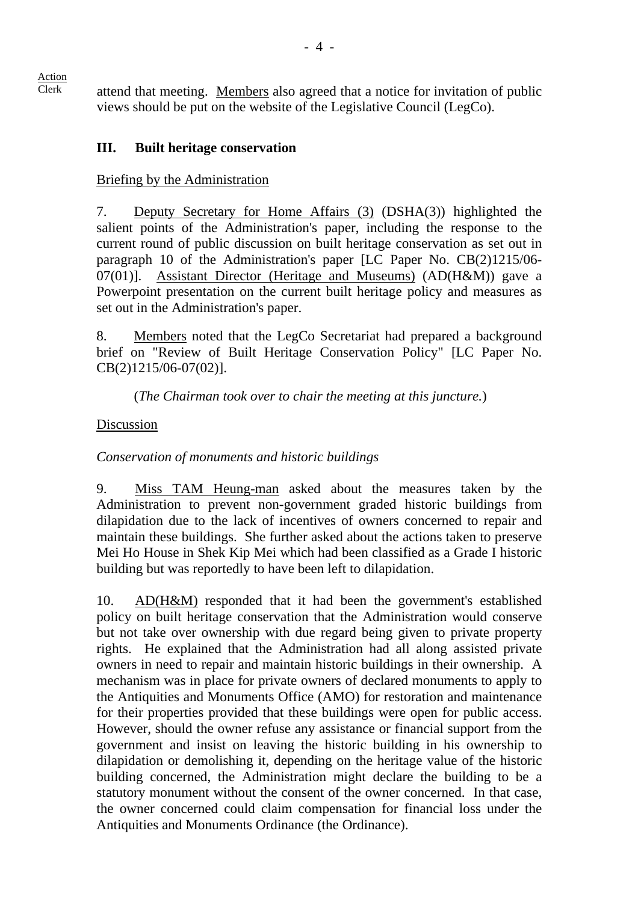Action
Clerk

attend that meeting. Members also agreed that a notice for invitation of public views should be put on the website of the Legislative Council (LegCo).

**III. Built heritage conservation**

Briefing by the Administration

7. Deputy Secretary for Home Affairs (3) (DSHA(3)) highlighted the salient points of the Administration's paper, including the response to the current round of public discussion on built heritage conservation as set out in paragraph 10 of the Administration's paper [LC Paper No. CB(2)1215/06-07(01)]. Assistant Director (Heritage and Museums) (AD(H&M)) gave a Powerpoint presentation on the current built heritage policy and measures as set out in the Administration's paper.

8. Members noted that the LegCo Secretariat had prepared a background brief on "Review of Built Heritage Conservation Policy" [LC Paper No. CB(2)1215/06-07(02)].

(*The Chairman took over to chair the meeting at this juncture.*)

Discussion

*Conservation of monuments and historic buildings*

9. Miss TAM Heung-man asked about the measures taken by the Administration to prevent non-government graded historic buildings from dilapidation due to the lack of incentives of owners concerned to repair and maintain these buildings. She further asked about the actions taken to preserve Mei Ho House in Shek Kip Mei which had been classified as a Grade I historic building but was reportedly to have been left to dilapidation.

10. AD(H&M) responded that it had been the government's established policy on built heritage conservation that the Administration would conserve but not take over ownership with due regard being given to private property rights. He explained that the Administration had all along assisted private owners in need to repair and maintain historic buildings in their ownership. A mechanism was in place for private owners of declared monuments to apply to the Antiquities and Monuments Office (AMO) for restoration and maintenance for their properties provided that these buildings were open for public access. However, should the owner refuse any assistance or financial support from the government and insist on leaving the historic building in his ownership to dilapidation or demolishing it, depending on the heritage value of the historic building concerned, the Administration might declare the building to be a statutory monument without the consent of the owner concerned. In that case, the owner concerned could claim compensation for financial loss under the Antiquities and Monuments Ordinance (the Ordinance).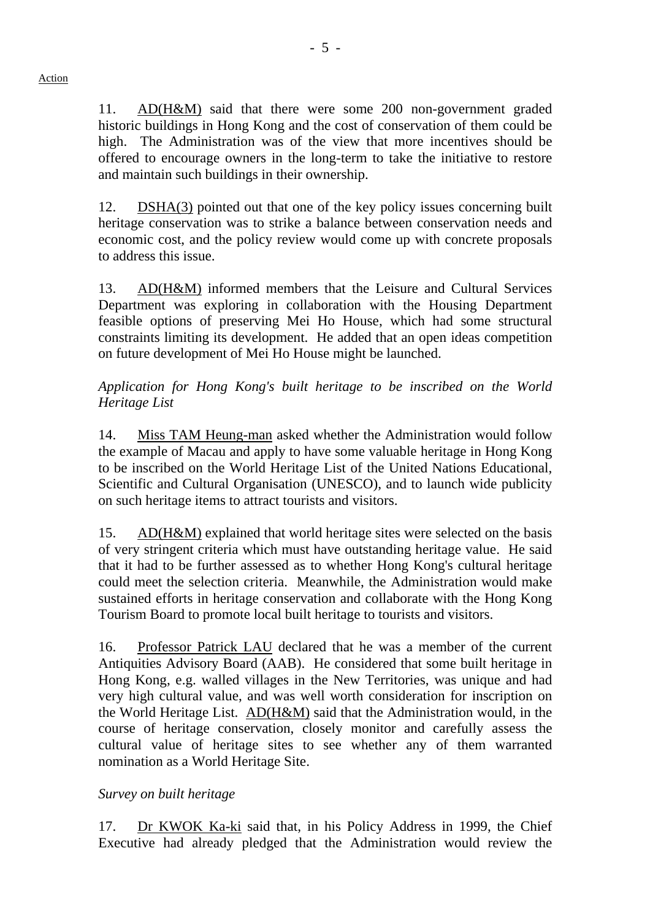Action

11. AD(H&M) said that there were some 200 non-government graded historic buildings in Hong Kong and the cost of conservation of them could be high. The Administration was of the view that more incentives should be offered to encourage owners in the long-term to take the initiative to restore and maintain such buildings in their ownership.

12. DSHA(3) pointed out that one of the key policy issues concerning built heritage conservation was to strike a balance between conservation needs and economic cost, and the policy review would come up with concrete proposals to address this issue.

13. AD(H&M) informed members that the Leisure and Cultural Services Department was exploring in collaboration with the Housing Department feasible options of preserving Mei Ho House, which had some structural constraints limiting its development. He added that an open ideas competition on future development of Mei Ho House might be launched.

*Application for Hong Kong's built heritage to be inscribed on the World Heritage List*

14. Miss TAM Heung-man asked whether the Administration would follow the example of Macau and apply to have some valuable heritage in Hong Kong to be inscribed on the World Heritage List of the United Nations Educational, Scientific and Cultural Organisation (UNESCO), and to launch wide publicity on such heritage items to attract tourists and visitors.

15. AD(H&M) explained that world heritage sites were selected on the basis of very stringent criteria which must have outstanding heritage value. He said that it had to be further assessed as to whether Hong Kong's cultural heritage could meet the selection criteria. Meanwhile, the Administration would make sustained efforts in heritage conservation and collaborate with the Hong Kong Tourism Board to promote local built heritage to tourists and visitors.

16. Professor Patrick LAU declared that he was a member of the current Antiquities Advisory Board (AAB). He considered that some built heritage in Hong Kong, e.g. walled villages in the New Territories, was unique and had very high cultural value, and was well worth consideration for inscription on the World Heritage List. AD(H&M) said that the Administration would, in the course of heritage conservation, closely monitor and carefully assess the cultural value of heritage sites to see whether any of them warranted nomination as a World Heritage Site.

*Survey on built heritage*

17. Dr KWOK Ka-ki said that, in his Policy Address in 1999, the Chief Executive had already pledged that the Administration would review the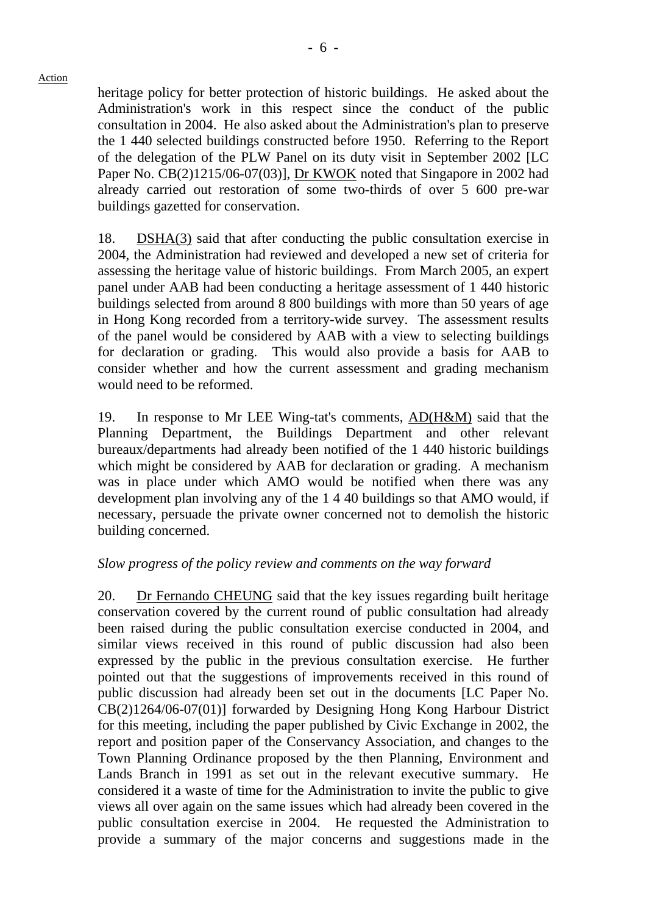heritage policy for better protection of historic buildings. He asked about the Administration's work in this respect since the conduct of the public consultation in 2004. He also asked about the Administration's plan to preserve the 1 440 selected buildings constructed before 1950. Referring to the Report of the delegation of the PLW Panel on its duty visit in September 2002 [LC Paper No. CB(2)1215/06-07(03)], Dr KWOK noted that Singapore in 2002 had already carried out restoration of some two-thirds of over 5 600 pre-war buildings gazetted for conservation.

18. DSHA(3) said that after conducting the public consultation exercise in 2004, the Administration had reviewed and developed a new set of criteria for assessing the heritage value of historic buildings. From March 2005, an expert panel under AAB had been conducting a heritage assessment of 1 440 historic buildings selected from around 8 800 buildings with more than 50 years of age in Hong Kong recorded from a territory-wide survey. The assessment results of the panel would be considered by AAB with a view to selecting buildings for declaration or grading. This would also provide a basis for AAB to consider whether and how the current assessment and grading mechanism would need to be reformed.

19. In response to Mr LEE Wing-tat's comments, AD(H&M) said that the Planning Department, the Buildings Department and other relevant bureaux/departments had already been notified of the 1 440 historic buildings which might be considered by AAB for declaration or grading. A mechanism was in place under which AMO would be notified when there was any development plan involving any of the 1 4 40 buildings so that AMO would, if necessary, persuade the private owner concerned not to demolish the historic building concerned.

*Slow progress of the policy review and comments on the way forward*

20. Dr Fernando CHEUNG said that the key issues regarding built heritage conservation covered by the current round of public consultation had already been raised during the public consultation exercise conducted in 2004, and similar views received in this round of public discussion had also been expressed by the public in the previous consultation exercise. He further pointed out that the suggestions of improvements received in this round of public discussion had already been set out in the documents [LC Paper No. CB(2)1264/06-07(01)] forwarded by Designing Hong Kong Harbour District for this meeting, including the paper published by Civic Exchange in 2002, the report and position paper of the Conservancy Association, and changes to the Town Planning Ordinance proposed by the then Planning, Environment and Lands Branch in 1991 as set out in the relevant executive summary. He considered it a waste of time for the Administration to invite the public to give views all over again on the same issues which had already been covered in the public consultation exercise in 2004. He requested the Administration to provide a summary of the major concerns and suggestions made in the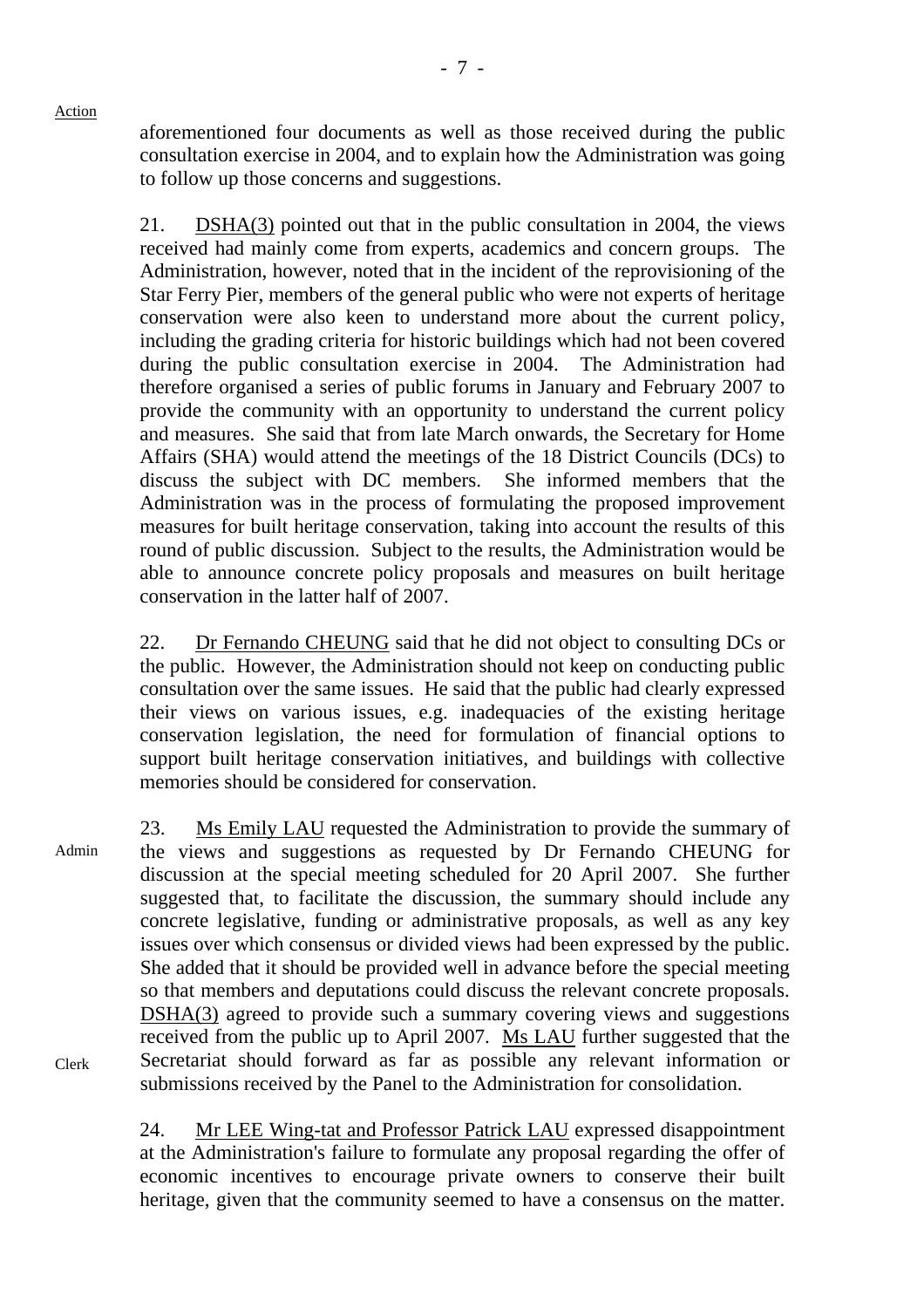Action

aforementioned four documents as well as those received during the public consultation exercise in 2004, and to explain how the Administration was going to follow up those concerns and suggestions.

21. DSHA(3) pointed out that in the public consultation in 2004, the views received had mainly come from experts, academics and concern groups. The Administration, however, noted that in the incident of the reprovisioning of the Star Ferry Pier, members of the general public who were not experts of heritage conservation were also keen to understand more about the current policy, including the grading criteria for historic buildings which had not been covered during the public consultation exercise in 2004. The Administration had therefore organised a series of public forums in January and February 2007 to provide the community with an opportunity to understand the current policy and measures. She said that from late March onwards, the Secretary for Home Affairs (SHA) would attend the meetings of the 18 District Councils (DCs) to discuss the subject with DC members. She informed members that the Administration was in the process of formulating the proposed improvement measures for built heritage conservation, taking into account the results of this round of public discussion. Subject to the results, the Administration would be able to announce concrete policy proposals and measures on built heritage conservation in the latter half of 2007.

22. Dr Fernando CHEUNG said that he did not object to consulting DCs or the public. However, the Administration should not keep on conducting public consultation over the same issues. He said that the public had clearly expressed their views on various issues, e.g. inadequacies of the existing heritage conservation legislation, the need for formulation of financial options to support built heritage conservation initiatives, and buildings with collective memories should be considered for conservation.

Admin

23. Ms Emily LAU requested the Administration to provide the summary of the views and suggestions as requested by Dr Fernando CHEUNG for discussion at the special meeting scheduled for 20 April 2007. She further suggested that, to facilitate the discussion, the summary should include any concrete legislative, funding or administrative proposals, as well as any key issues over which consensus or divided views had been expressed by the public. She added that it should be provided well in advance before the special meeting so that members and deputations could discuss the relevant concrete proposals. DSHA(3) agreed to provide such a summary covering views and suggestions received from the public up to April 2007. Ms LAU further suggested that the Secretariat should forward as far as possible any relevant information or submissions received by the Panel to the Administration for consolidation.

Clerk

24. Mr LEE Wing-tat and Professor Patrick LAU expressed disappointment at the Administration's failure to formulate any proposal regarding the offer of economic incentives to encourage private owners to conserve their built heritage, given that the community seemed to have a consensus on the matter.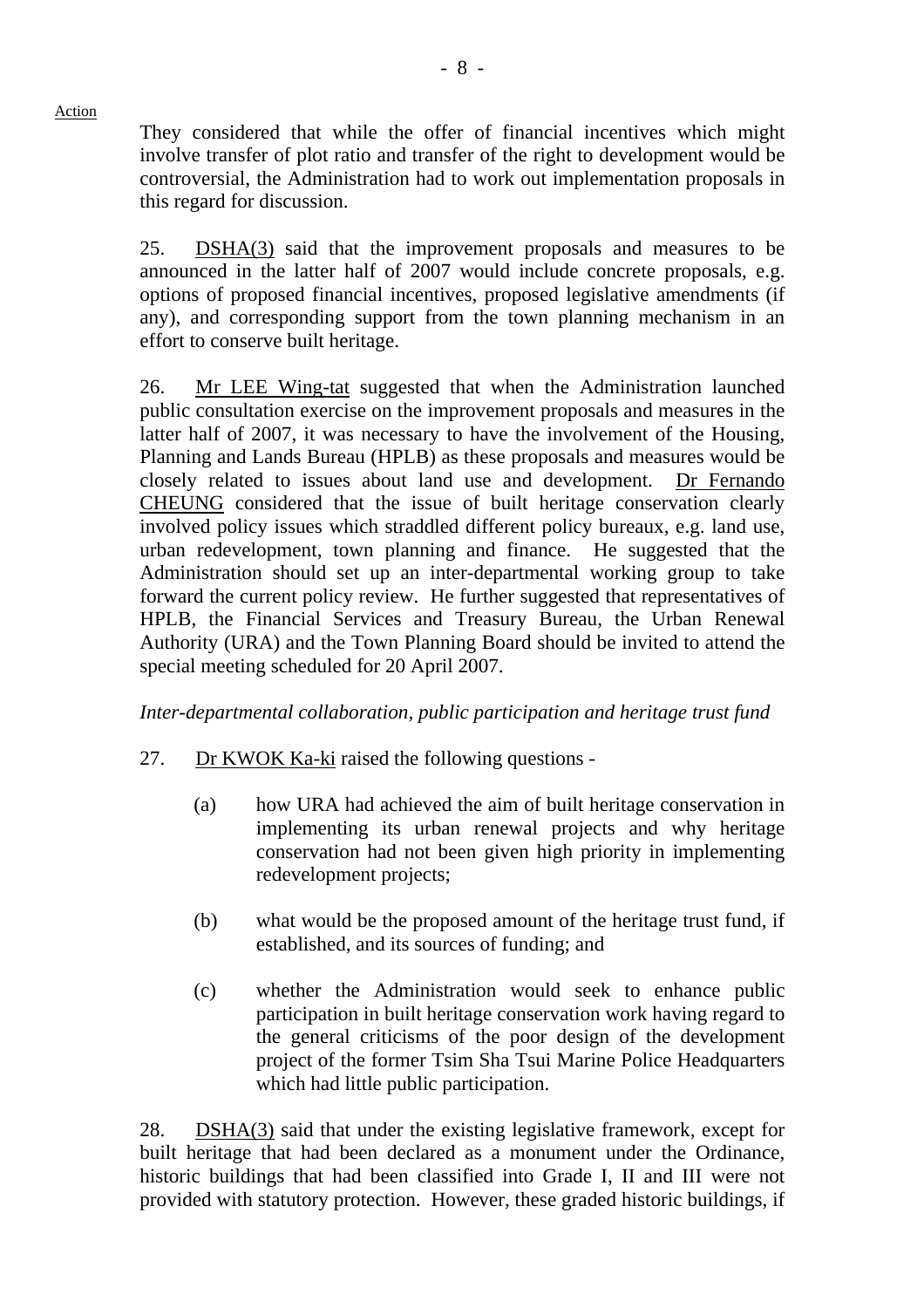They considered that while the offer of financial incentives which might involve transfer of plot ratio and transfer of the right to development would be controversial, the Administration had to work out implementation proposals in this regard for discussion.

25. DSHA(3) said that the improvement proposals and measures to be announced in the latter half of 2007 would include concrete proposals, e.g. options of proposed financial incentives, proposed legislative amendments (if any), and corresponding support from the town planning mechanism in an effort to conserve built heritage.

26. Mr LEE Wing-tat suggested that when the Administration launched public consultation exercise on the improvement proposals and measures in the latter half of 2007, it was necessary to have the involvement of the Housing, Planning and Lands Bureau (HPLB) as these proposals and measures would be closely related to issues about land use and development. Dr Fernando CHEUNG considered that the issue of built heritage conservation clearly involved policy issues which straddled different policy bureaux, e.g. land use, urban redevelopment, town planning and finance. He suggested that the Administration should set up an inter-departmental working group to take forward the current policy review. He further suggested that representatives of HPLB, the Financial Services and Treasury Bureau, the Urban Renewal Authority (URA) and the Town Planning Board should be invited to attend the special meeting scheduled for 20 April 2007.

*Inter-departmental collaboration, public participation and heritage trust fund*

27. Dr KWOK Ka-ki raised the following questions -

(a) how URA had achieved the aim of built heritage conservation in implementing its urban renewal projects and why heritage conservation had not been given high priority in implementing redevelopment projects;

(b) what would be the proposed amount of the heritage trust fund, if established, and its sources of funding; and

(c) whether the Administration would seek to enhance public participation in built heritage conservation work having regard to the general criticisms of the poor design of the development project of the former Tsim Sha Tsui Marine Police Headquarters which had little public participation.

28. DSHA(3) said that under the existing legislative framework, except for built heritage that had been declared as a monument under the Ordinance, historic buildings that had been classified into Grade I, II and III were not provided with statutory protection. However, these graded historic buildings, if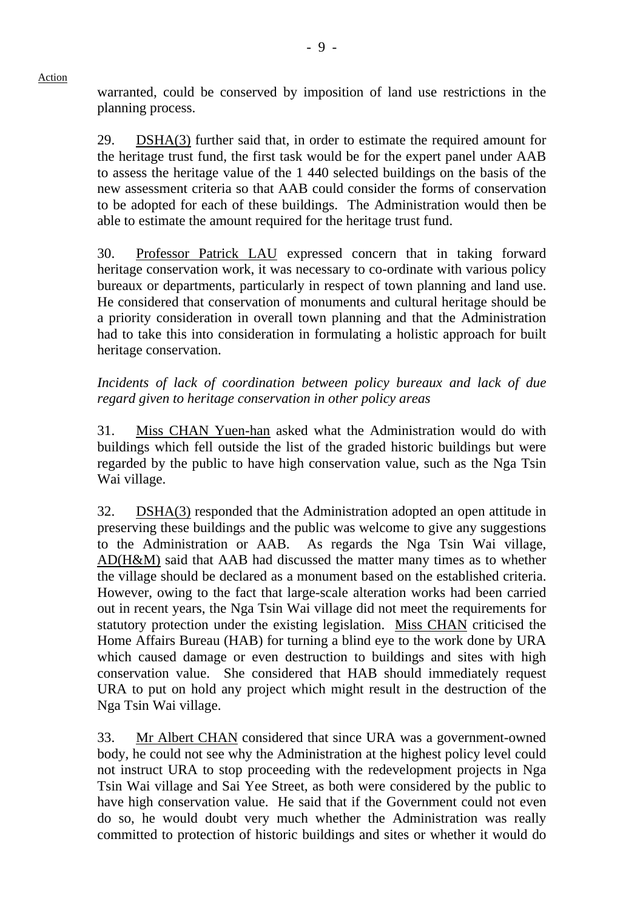warranted, could be conserved by imposition of land use restrictions in the planning process.

29. DSHA(3) further said that, in order to estimate the required amount for the heritage trust fund, the first task would be for the expert panel under AAB to assess the heritage value of the 1 440 selected buildings on the basis of the new assessment criteria so that AAB could consider the forms of conservation to be adopted for each of these buildings. The Administration would then be able to estimate the amount required for the heritage trust fund.

30. Professor Patrick LAU expressed concern that in taking forward heritage conservation work, it was necessary to co-ordinate with various policy bureaux or departments, particularly in respect of town planning and land use. He considered that conservation of monuments and cultural heritage should be a priority consideration in overall town planning and that the Administration had to take this into consideration in formulating a holistic approach for built heritage conservation.

*Incidents of lack of coordination between policy bureaux and lack of due regard given to heritage conservation in other policy areas*

31. Miss CHAN Yuen-han asked what the Administration would do with buildings which fell outside the list of the graded historic buildings but were regarded by the public to have high conservation value, such as the Nga Tsin Wai village.

32. DSHA(3) responded that the Administration adopted an open attitude in preserving these buildings and the public was welcome to give any suggestions to the Administration or AAB. As regards the Nga Tsin Wai village, AD(H&M) said that AAB had discussed the matter many times as to whether the village should be declared as a monument based on the established criteria. However, owing to the fact that large-scale alteration works had been carried out in recent years, the Nga Tsin Wai village did not meet the requirements for statutory protection under the existing legislation. Miss CHAN criticised the Home Affairs Bureau (HAB) for turning a blind eye to the work done by URA which caused damage or even destruction to buildings and sites with high conservation value. She considered that HAB should immediately request URA to put on hold any project which might result in the destruction of the Nga Tsin Wai village.

33. Mr Albert CHAN considered that since URA was a government-owned body, he could not see why the Administration at the highest policy level could not instruct URA to stop proceeding with the redevelopment projects in Nga Tsin Wai village and Sai Yee Street, as both were considered by the public to have high conservation value. He said that if the Government could not even do so, he would doubt very much whether the Administration was really committed to protection of historic buildings and sites or whether it would do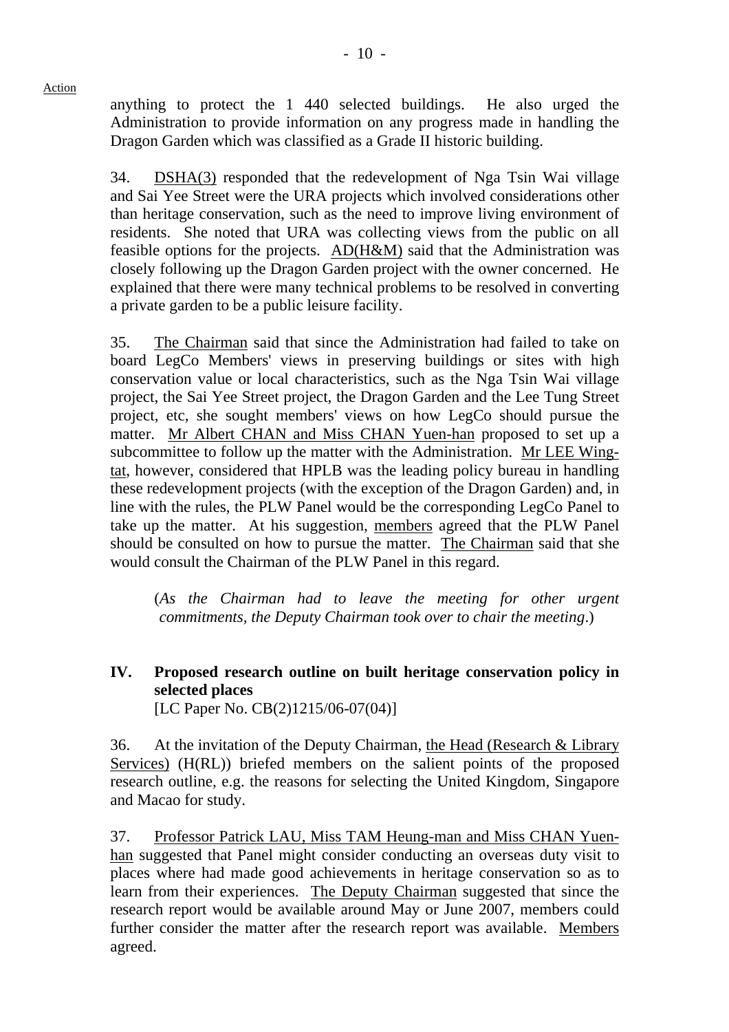Action

anything to protect the 1 440 selected buildings. He also urged the Administration to provide information on any progress made in handling the Dragon Garden which was classified as a Grade II historic building.

34. DSHA(3) responded that the redevelopment of Nga Tsin Wai village and Sai Yee Street were the URA projects which involved considerations other than heritage conservation, such as the need to improve living environment of residents. She noted that URA was collecting views from the public on all feasible options for the projects. AD(H&M) said that the Administration was closely following up the Dragon Garden project with the owner concerned. He explained that there were many technical problems to be resolved in converting a private garden to be a public leisure facility.

35. The Chairman said that since the Administration had failed to take on board LegCo Members' views in preserving buildings or sites with high conservation value or local characteristics, such as the Nga Tsin Wai village project, the Sai Yee Street project, the Dragon Garden and the Lee Tung Street project, etc, she sought members' views on how LegCo should pursue the matter. Mr Albert CHAN and Miss CHAN Yuen-han proposed to set up a subcommittee to follow up the matter with the Administration. Mr LEE Wing-tat, however, considered that HPLB was the leading policy bureau in handling these redevelopment projects (with the exception of the Dragon Garden) and, in line with the rules, the PLW Panel would be the corresponding LegCo Panel to take up the matter. At his suggestion, members agreed that the PLW Panel should be consulted on how to pursue the matter. The Chairman said that she would consult the Chairman of the PLW Panel in this regard.

(*As the Chairman had to leave the meeting for other urgent commitments, the Deputy Chairman took over to chair the meeting*.)

## IV. Proposed research outline on built heritage conservation policy in selected places

[LC Paper No. CB(2)1215/06-07(04)]

36. At the invitation of the Deputy Chairman, the Head (Research & Library Services) (H(RL)) briefed members on the salient points of the proposed research outline, e.g. the reasons for selecting the United Kingdom, Singapore and Macao for study.

37. Professor Patrick LAU, Miss TAM Heung-man and Miss CHAN Yuen-han suggested that Panel might consider conducting an overseas duty visit to places where had made good achievements in heritage conservation so as to learn from their experiences. The Deputy Chairman suggested that since the research report would be available around May or June 2007, members could further consider the matter after the research report was available. Members agreed.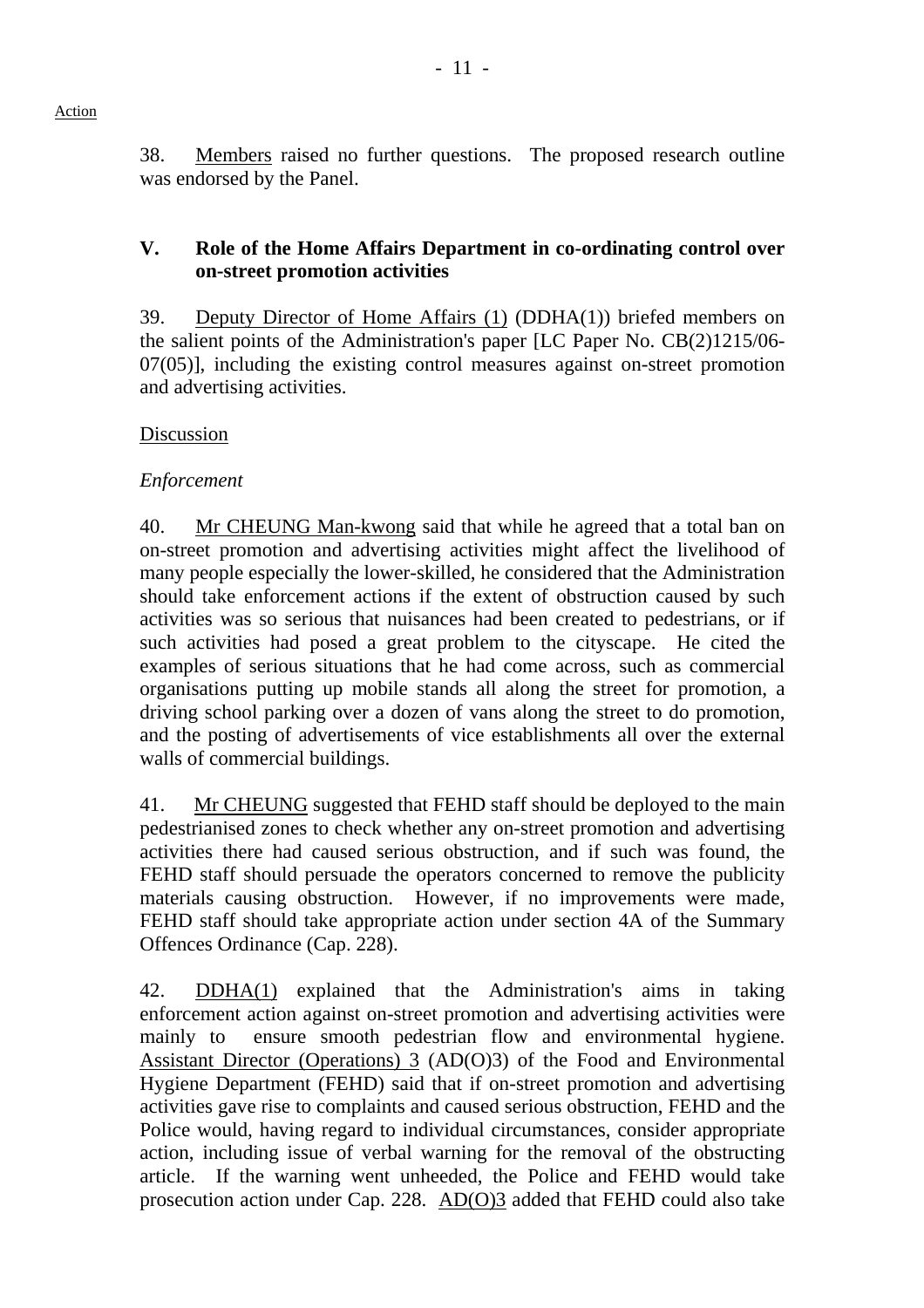Action

38. Members raised no further questions. The proposed research outline was endorsed by the Panel.

## V. Role of the Home Affairs Department in co-ordinating control over on-street promotion activities

39. Deputy Director of Home Affairs (1) (DDHA(1)) briefed members on the salient points of the Administration's paper [LC Paper No. CB(2)1215/06-07(05)], including the existing control measures against on-street promotion and advertising activities.

Discussion

*Enforcement*

40. Mr CHEUNG Man-kwong said that while he agreed that a total ban on on-street promotion and advertising activities might affect the livelihood of many people especially the lower-skilled, he considered that the Administration should take enforcement actions if the extent of obstruction caused by such activities was so serious that nuisances had been created to pedestrians, or if such activities had posed a great problem to the cityscape. He cited the examples of serious situations that he had come across, such as commercial organisations putting up mobile stands all along the street for promotion, a driving school parking over a dozen of vans along the street to do promotion, and the posting of advertisements of vice establishments all over the external walls of commercial buildings.

41. Mr CHEUNG suggested that FEHD staff should be deployed to the main pedestrianised zones to check whether any on-street promotion and advertising activities there had caused serious obstruction, and if such was found, the FEHD staff should persuade the operators concerned to remove the publicity materials causing obstruction. However, if no improvements were made, FEHD staff should take appropriate action under section 4A of the Summary Offences Ordinance (Cap. 228).

42. DDHA(1) explained that the Administration's aims in taking enforcement action against on-street promotion and advertising activities were mainly to ensure smooth pedestrian flow and environmental hygiene. Assistant Director (Operations) 3 (AD(O)3) of the Food and Environmental Hygiene Department (FEHD) said that if on-street promotion and advertising activities gave rise to complaints and caused serious obstruction, FEHD and the Police would, having regard to individual circumstances, consider appropriate action, including issue of verbal warning for the removal of the obstructing article. If the warning went unheeded, the Police and FEHD would take prosecution action under Cap. 228. AD(O)3 added that FEHD could also take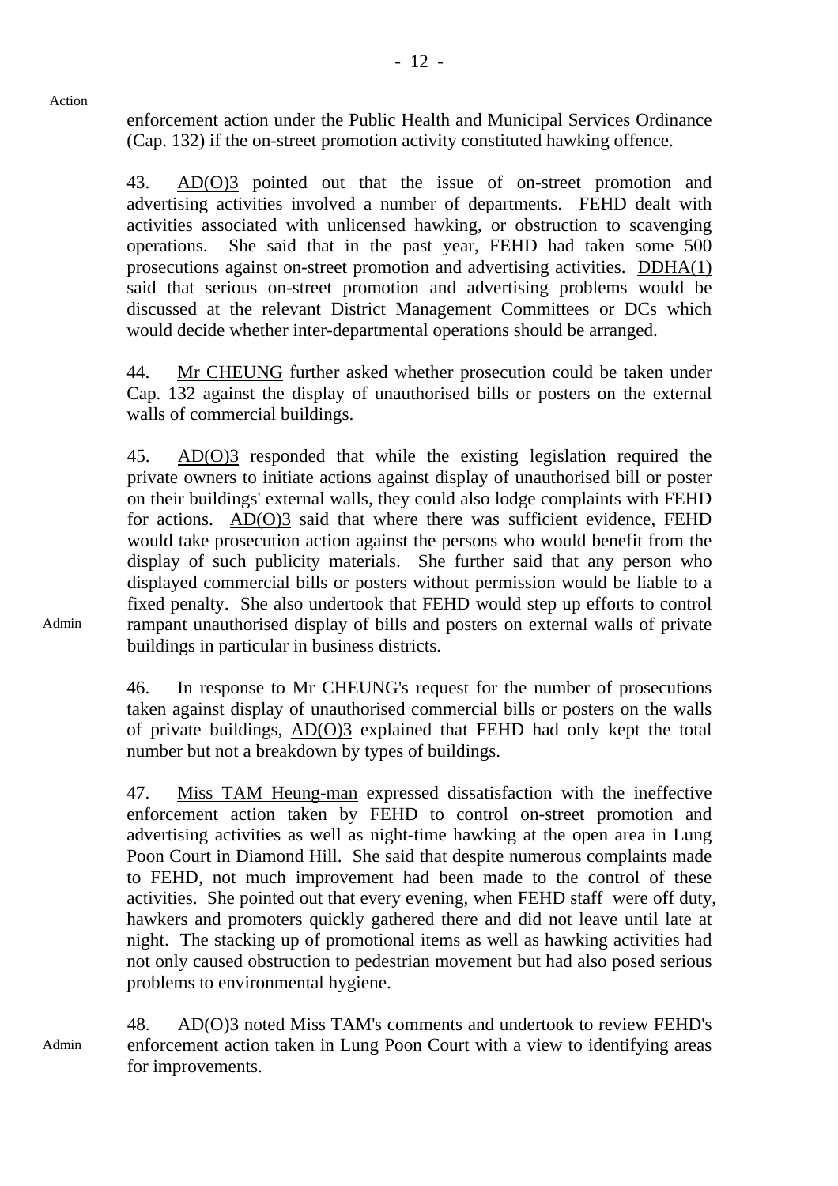Action

enforcement action under the Public Health and Municipal Services Ordinance (Cap. 132) if the on-street promotion activity constituted hawking offence.

43. AD(O)3 pointed out that the issue of on-street promotion and advertising activities involved a number of departments. FEHD dealt with activities associated with unlicensed hawking, or obstruction to scavenging operations. She said that in the past year, FEHD had taken some 500 prosecutions against on-street promotion and advertising activities. DDHA(1) said that serious on-street promotion and advertising problems would be discussed at the relevant District Management Committees or DCs which would decide whether inter-departmental operations should be arranged.

44. Mr CHEUNG further asked whether prosecution could be taken under Cap. 132 against the display of unauthorised bills or posters on the external walls of commercial buildings.

45. AD(O)3 responded that while the existing legislation required the private owners to initiate actions against display of unauthorised bill or poster on their buildings' external walls, they could also lodge complaints with FEHD for actions. AD(O)3 said that where there was sufficient evidence, FEHD would take prosecution action against the persons who would benefit from the display of such publicity materials. She further said that any person who displayed commercial bills or posters without permission would be liable to a fixed penalty. She also undertook that FEHD would step up efforts to control rampant unauthorised display of bills and posters on external walls of private buildings in particular in business districts.

Admin

46. In response to Mr CHEUNG's request for the number of prosecutions taken against display of unauthorised commercial bills or posters on the walls of private buildings, AD(O)3 explained that FEHD had only kept the total number but not a breakdown by types of buildings.

47. Miss TAM Heung-man expressed dissatisfaction with the ineffective enforcement action taken by FEHD to control on-street promotion and advertising activities as well as night-time hawking at the open area in Lung Poon Court in Diamond Hill. She said that despite numerous complaints made to FEHD, not much improvement had been made to the control of these activities. She pointed out that every evening, when FEHD staff were off duty, hawkers and promoters quickly gathered there and did not leave until late at night. The stacking up of promotional items as well as hawking activities had not only caused obstruction to pedestrian movement but had also posed serious problems to environmental hygiene.

48. AD(O)3 noted Miss TAM's comments and undertook to review FEHD's enforcement action taken in Lung Poon Court with a view to identifying areas for improvements.

Admin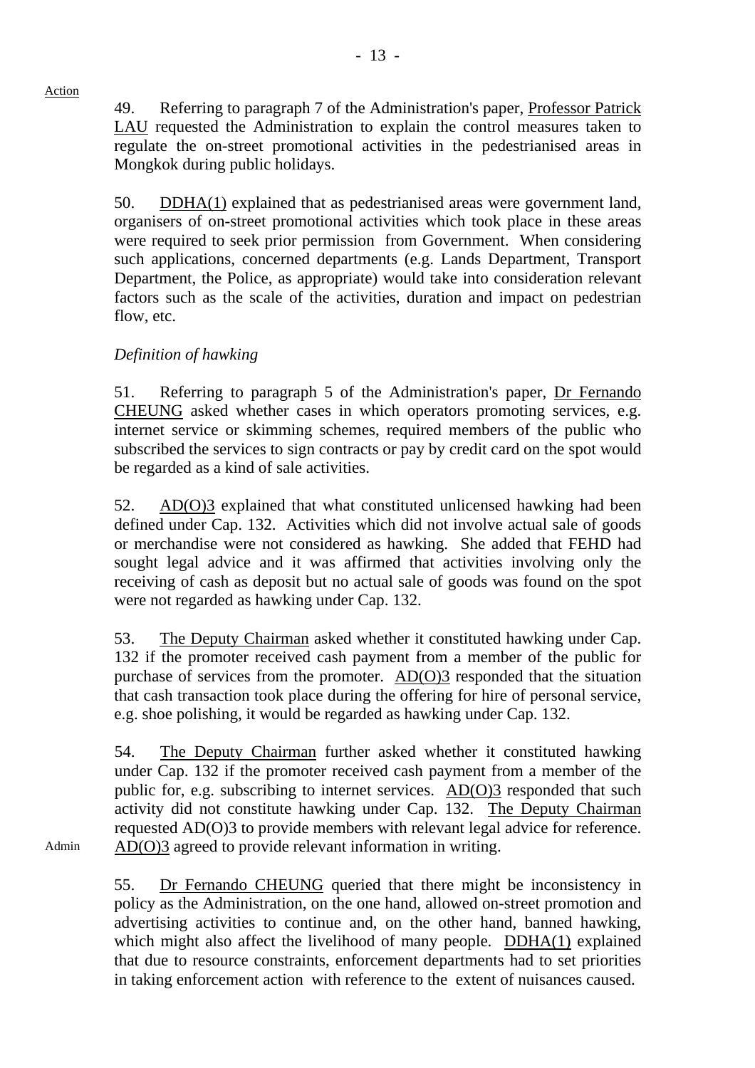Action

49. Referring to paragraph 7 of the Administration's paper, Professor Patrick LAU requested the Administration to explain the control measures taken to regulate the on-street promotional activities in the pedestrianised areas in Mongkok during public holidays.

50. DDHA(1) explained that as pedestrianised areas were government land, organisers of on-street promotional activities which took place in these areas were required to seek prior permission from Government. When considering such applications, concerned departments (e.g. Lands Department, Transport Department, the Police, as appropriate) would take into consideration relevant factors such as the scale of the activities, duration and impact on pedestrian flow, etc.

*Definition of hawking*

51. Referring to paragraph 5 of the Administration's paper, Dr Fernando CHEUNG asked whether cases in which operators promoting services, e.g. internet service or skimming schemes, required members of the public who subscribed the services to sign contracts or pay by credit card on the spot would be regarded as a kind of sale activities.

52. AD(O)3 explained that what constituted unlicensed hawking had been defined under Cap. 132. Activities which did not involve actual sale of goods or merchandise were not considered as hawking. She added that FEHD had sought legal advice and it was affirmed that activities involving only the receiving of cash as deposit but no actual sale of goods was found on the spot were not regarded as hawking under Cap. 132.

53. The Deputy Chairman asked whether it constituted hawking under Cap. 132 if the promoter received cash payment from a member of the public for purchase of services from the promoter. AD(O)3 responded that the situation that cash transaction took place during the offering for hire of personal service, e.g. shoe polishing, it would be regarded as hawking under Cap. 132.

54. The Deputy Chairman further asked whether it constituted hawking under Cap. 132 if the promoter received cash payment from a member of the public for, e.g. subscribing to internet services. AD(O)3 responded that such activity did not constitute hawking under Cap. 132. The Deputy Chairman requested AD(O)3 to provide members with relevant legal advice for reference. AD(O)3 agreed to provide relevant information in writing.

Admin

55. Dr Fernando CHEUNG queried that there might be inconsistency in policy as the Administration, on the one hand, allowed on-street promotion and advertising activities to continue and, on the other hand, banned hawking, which might also affect the livelihood of many people. DDHA(1) explained that due to resource constraints, enforcement departments had to set priorities in taking enforcement action with reference to the extent of nuisances caused.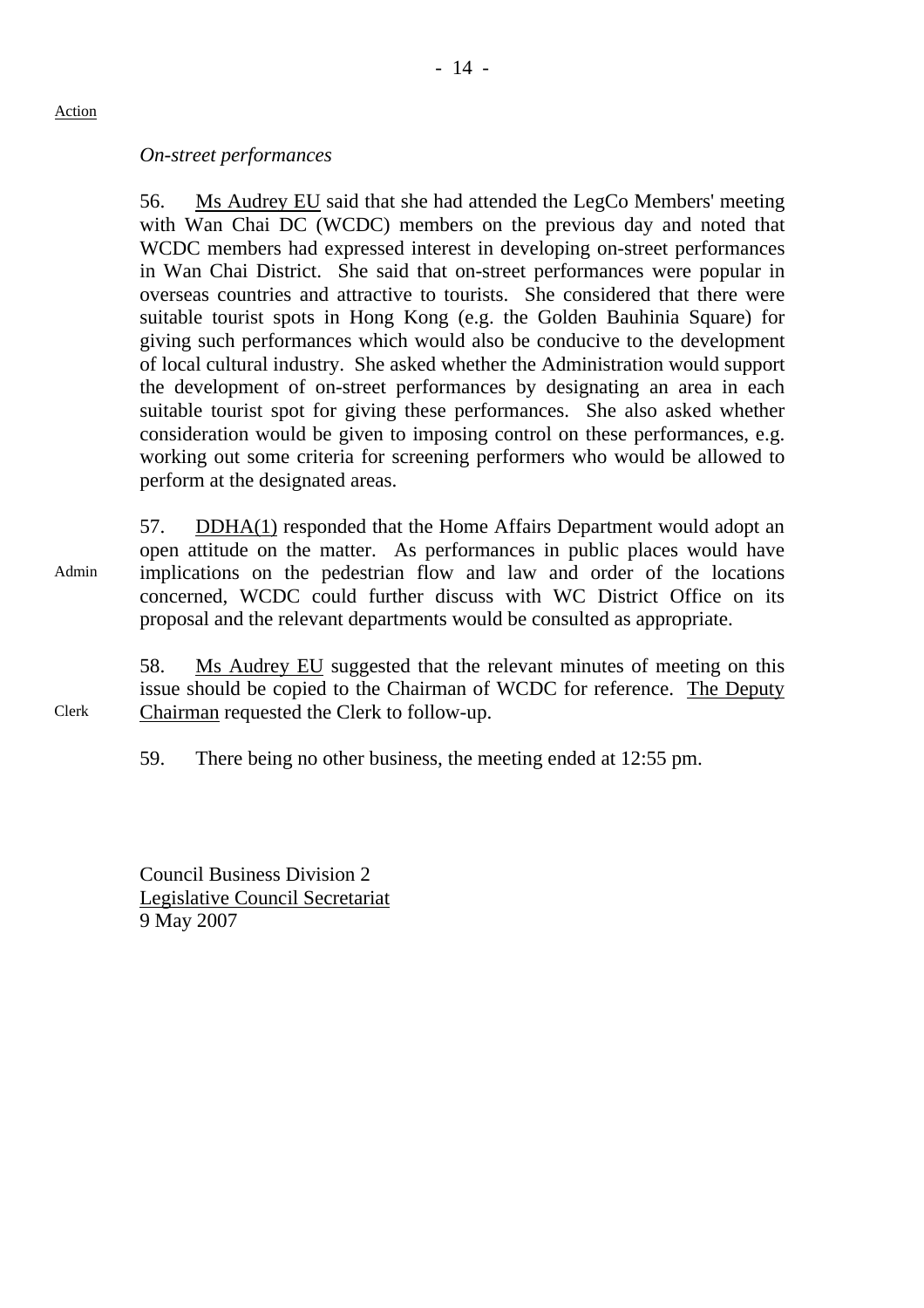Action

*On-street performances*

56. Ms Audrey EU said that she had attended the LegCo Members' meeting with Wan Chai DC (WCDC) members on the previous day and noted that WCDC members had expressed interest in developing on-street performances in Wan Chai District. She said that on-street performances were popular in overseas countries and attractive to tourists. She considered that there were suitable tourist spots in Hong Kong (e.g. the Golden Bauhinia Square) for giving such performances which would also be conducive to the development of local cultural industry. She asked whether the Administration would support the development of on-street performances by designating an area in each suitable tourist spot for giving these performances. She also asked whether consideration would be given to imposing control on these performances, e.g. working out some criteria for screening performers who would be allowed to perform at the designated areas.

Admin

57. DDHA(1) responded that the Home Affairs Department would adopt an open attitude on the matter. As performances in public places would have implications on the pedestrian flow and law and order of the locations concerned, WCDC could further discuss with WC District Office on its proposal and the relevant departments would be consulted as appropriate.

Clerk

58. Ms Audrey EU suggested that the relevant minutes of meeting on this issue should be copied to the Chairman of WCDC for reference. The Deputy Chairman requested the Clerk to follow-up.

59. There being no other business, the meeting ended at 12:55 pm.

Council Business Division 2
Legislative Council Secretariat
9 May 2007